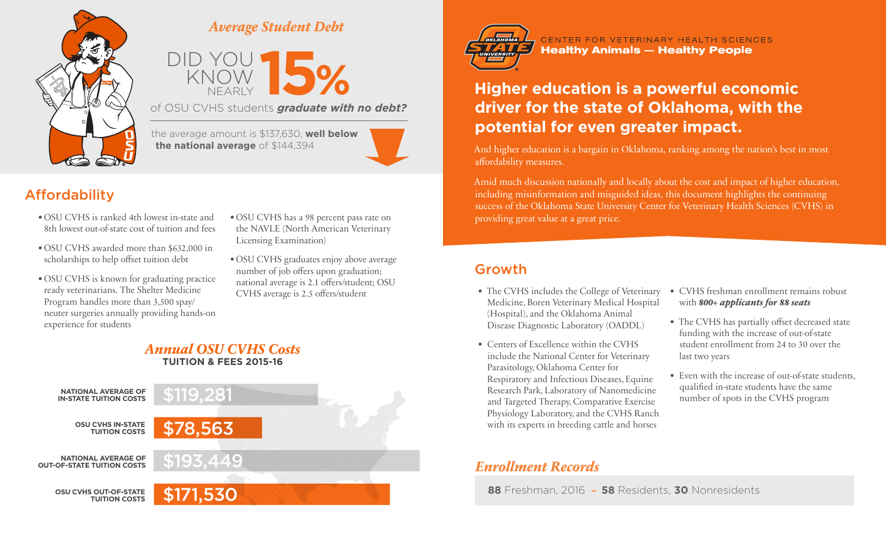## Average Student Debt

DID YOU KNOW NEARLY **15%** of OSU CVHS students ***graduate with no debt?***

the average amount is $137,630, **well below the national average** of $144,394

## Affordability

- OSU CVHS is ranked 4th lowest in-state and 8th lowest out-of-state cost of tuition and fees
- OSU CVHS awarded more than $632,000 in scholarships to help offset tuition debt
- OSU CVHS is known for graduating practice ready veterinarians. The Shelter Medicine Program handles more than 3,500 spay/neuter surgeries annually providing hands-on experience for students
- OSU CVHS has a 98 percent pass rate on the NAVLE (North American Veterinary Licensing Examination)
- OSU CVHS graduates enjoy above average number of job offers upon graduation; national average is 2.1 offers/student; OSU CVHS average is 2.5 offers/student

## *Annual OSU CVHS Costs*

**TUITION & FEES 2015-16**

| | |
|---|---|
| NATIONAL AVERAGE OF IN-STATE TUITION COSTS | $119,281 |
| OSU CVHS IN-STATE TUITION COSTS | $78,563 |
| NATIONAL AVERAGE OF OUT-OF-STATE TUITION COSTS | $193,449 |
| OSU CVHS OUT-OF-STATE TUITION COSTS | $171,530 |

OKLAHOMA STATE UNIVERSITY

CENTER FOR VETERINARY HEALTH SCIENCES

**Healthy Animals — Healthy People**

# Higher education is a powerful economic driver for the state of Oklahoma, with the potential for even greater impact.

And higher education is a bargain in Oklahoma, ranking among the nation's best in most affordability measures.

Amid much discussion nationally and locally about the cost and impact of higher education, including misinformation and misguided ideas, this document highlights the continuing success of the Oklahoma State University Center for Veterinary Health Sciences (CVHS) in providing great value at a great price.

## Growth

- The CVHS includes the College of Veterinary Medicine, Boren Veterinary Medical Hospital (Hospital), and the Oklahoma Animal Disease Diagnostic Laboratory (OADDL)
- Centers of Excellence within the CVHS include the National Center for Veterinary Parasitology, Oklahoma Center for Respiratory and Infectious Diseases, Equine Research Park, Laboratory of Nanomedicine and Targeted Therapy, Comparative Exercise Physiology Laboratory, and the CVHS Ranch with its experts in breeding cattle and horses
- CVHS freshman enrollment remains robust with ***800+ applicants for 88 seats***
- The CVHS has partially offset decreased state funding with the increase of out-of-state student enrollment from 24 to 30 over the last two years
- Even with the increase of out-of-state students, qualified in-state students have the same number of spots in the CVHS program

## *Enrollment Records*

**88** Freshman, 2016 - **58** Residents, **30** Nonresidents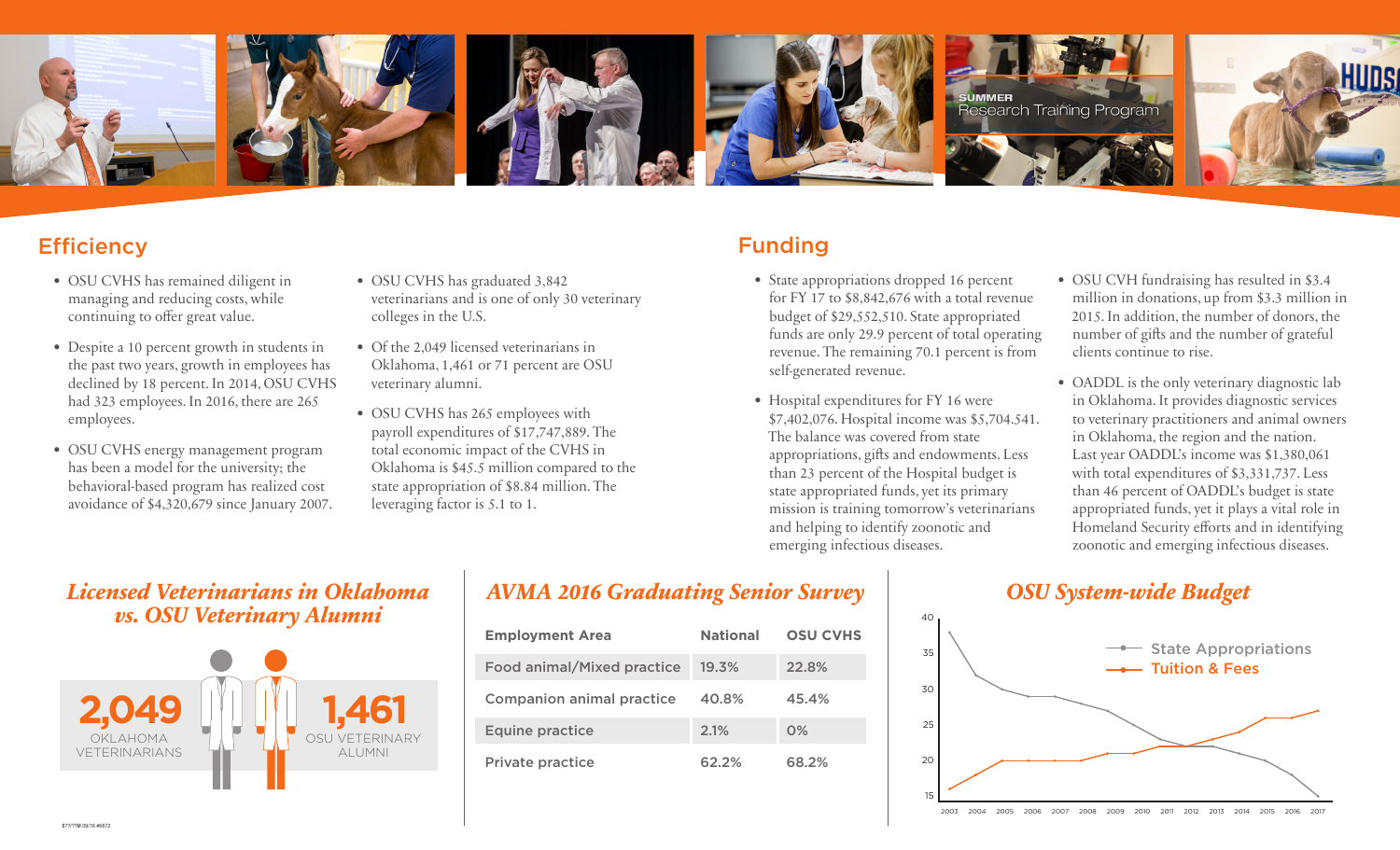SUMMER
Research Training Program

## Efficiency

- OSU CVHS has remained diligent in managing and reducing costs, while continuing to offer great value.
- Despite a 10 percent growth in students in the past two years, growth in employees has declined by 18 percent. In 2014, OSU CVHS had 323 employees. In 2016, there are 265 employees.
- OSU CVHS energy management program has been a model for the university; the behavioral-based program has realized cost avoidance of $4,320,679 since January 2007.
- OSU CVHS has graduated 3,842 veterinarians and is one of only 30 veterinary colleges in the U.S.
- Of the 2,049 licensed veterinarians in Oklahoma, 1,461 or 71 percent are OSU veterinary alumni.
- OSU CVHS has 265 employees with payroll expenditures of $17,747,889. The total economic impact of the CVHS in Oklahoma is $45.5 million compared to the state appropriation of $8.84 million. The leveraging factor is 5.1 to 1.

## Funding

- State appropriations dropped 16 percent for FY 17 to $8,842,676 with a total revenue budget of $29,552,510. State appropriated funds are only 29.9 percent of total operating revenue. The remaining 70.1 percent is from self-generated revenue.
- Hospital expenditures for FY 16 were $7,402,076. Hospital income was $5,704.541. The balance was covered from state appropriations, gifts and endowments. Less than 23 percent of the Hospital budget is state appropriated funds, yet its primary mission is training tomorrow's veterinarians and helping to identify zoonotic and emerging infectious diseases.
- OSU CVH fundraising has resulted in $3.4 million in donations, up from $3.3 million in 2015. In addition, the number of donors, the number of gifts and the number of grateful clients continue to rise.
- OADDL is the only veterinary diagnostic lab in Oklahoma. It provides diagnostic services to veterinary practitioners and animal owners in Oklahoma, the region and the nation. Last year OADDL's income was $1,380,061 with total expenditures of $3,331,737. Less than 46 percent of OADDL's budget is state appropriated funds, yet it plays a vital role in Homeland Security efforts and in identifying zoonotic and emerging infectious diseases.

### *Licensed Veterinarians in Oklahoma vs. OSU Veterinary Alumni*

**2,049** OKLAHOMA VETERINARIANS

**1,461** OSU VETERINARY ALUMNI

### *AVMA 2016 Graduating Senior Survey*

| Employment Area | National | OSU CVHS |
|---|---|---|
| Food animal/Mixed practice | 19.3% | 22.8% |
| Companion animal practice | 40.8% | 45.4% |
| Equine practice | 2.1% | 0% |
| Private practice | 62.2% | 68.2% |

### *OSU System-wide Budget*

State Appropriations
Tuition & Fees

40
35
30
25
20
15

2003 2004 2005 2006 2007 2008 2009 2010 2011 2012 2013 2014 2015 2016 2017

$?/?/?M 03/16 #6672